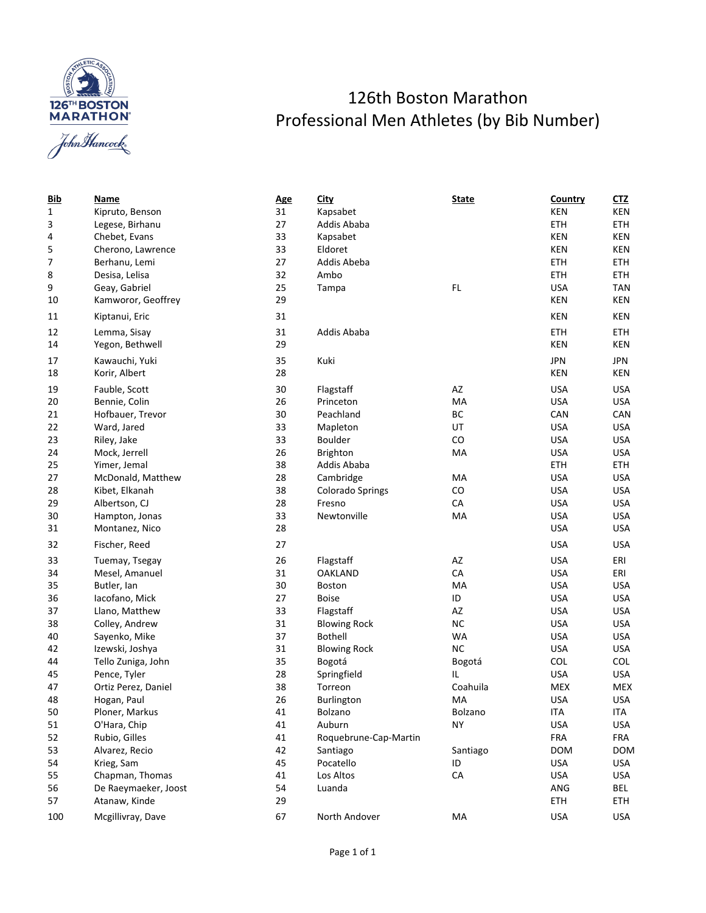# 126th Boston Marathon
## Professional Men Athletes (by Bib Number)

| Bib | Name | Age | City | State | Country | CTZ |
|---|---|---|---|---|---|---|
| 1 | Kipruto, Benson | 31 | Kapsabet | | KEN | KEN |
| 3 | Legese, Birhanu | 27 | Addis Ababa | | ETH | ETH |
| 4 | Chebet, Evans | 33 | Kapsabet | | KEN | KEN |
| 5 | Cherono, Lawrence | 33 | Eldoret | | KEN | KEN |
| 7 | Berhanu, Lemi | 27 | Addis Abeba | | ETH | ETH |
| 8 | Desisa, Lelisa | 32 | Ambo | | ETH | ETH |
| 9 | Geay, Gabriel | 25 | Tampa | FL | USA | TAN |
| 10 | Kamworor, Geoffrey | 29 | | | KEN | KEN |
| 11 | Kiptanui, Eric | 31 | | | KEN | KEN |
| 12 | Lemma, Sisay | 31 | Addis Ababa | | ETH | ETH |
| 14 | Yegon, Bethwell | 29 | | | KEN | KEN |
| 17 | Kawauchi, Yuki | 35 | Kuki | | JPN | JPN |
| 18 | Korir, Albert | 28 | | | KEN | KEN |
| 19 | Fauble, Scott | 30 | Flagstaff | AZ | USA | USA |
| 20 | Bennie, Colin | 26 | Princeton | MA | USA | USA |
| 21 | Hofbauer, Trevor | 30 | Peachland | BC | CAN | CAN |
| 22 | Ward, Jared | 33 | Mapleton | UT | USA | USA |
| 23 | Riley, Jake | 33 | Boulder | CO | USA | USA |
| 24 | Mock, Jerrell | 26 | Brighton | MA | USA | USA |
| 25 | Yimer, Jemal | 38 | Addis Ababa | | ETH | ETH |
| 27 | McDonald, Matthew | 28 | Cambridge | MA | USA | USA |
| 28 | Kibet, Elkanah | 38 | Colorado Springs | CO | USA | USA |
| 29 | Albertson, CJ | 28 | Fresno | CA | USA | USA |
| 30 | Hampton, Jonas | 33 | Newtonville | MA | USA | USA |
| 31 | Montanez, Nico | 28 | | | USA | USA |
| 32 | Fischer, Reed | 27 | | | USA | USA |
| 33 | Tuemay, Tsegay | 26 | Flagstaff | AZ | USA | ERI |
| 34 | Mesel, Amanuel | 31 | OAKLAND | CA | USA | ERI |
| 35 | Butler, Ian | 30 | Boston | MA | USA | USA |
| 36 | Iacofano, Mick | 27 | Boise | ID | USA | USA |
| 37 | Llano, Matthew | 33 | Flagstaff | AZ | USA | USA |
| 38 | Colley, Andrew | 31 | Blowing Rock | NC | USA | USA |
| 40 | Sayenko, Mike | 37 | Bothell | WA | USA | USA |
| 42 | Izewski, Joshya | 31 | Blowing Rock | NC | USA | USA |
| 44 | Tello Zuniga, John | 35 | Bogotá | Bogotá | COL | COL |
| 45 | Pence, Tyler | 28 | Springfield | IL | USA | USA |
| 47 | Ortiz Perez, Daniel | 38 | Torreon | Coahuila | MEX | MEX |
| 48 | Hogan, Paul | 26 | Burlington | MA | USA | USA |
| 50 | Ploner, Markus | 41 | Bolzano | Bolzano | ITA | ITA |
| 51 | O'Hara, Chip | 41 | Auburn | NY | USA | USA |
| 52 | Rubio, Gilles | 41 | Roquebrune-Cap-Martin | | FRA | FRA |
| 53 | Alvarez, Recio | 42 | Santiago | Santiago | DOM | DOM |
| 54 | Krieg, Sam | 45 | Pocatello | ID | USA | USA |
| 55 | Chapman, Thomas | 41 | Los Altos | CA | USA | USA |
| 56 | De Raeymaeker, Joost | 54 | Luanda | | ANG | BEL |
| 57 | Atanaw, Kinde | 29 | | | ETH | ETH |
| 100 | Mcgillivray, Dave | 67 | North Andover | MA | USA | USA |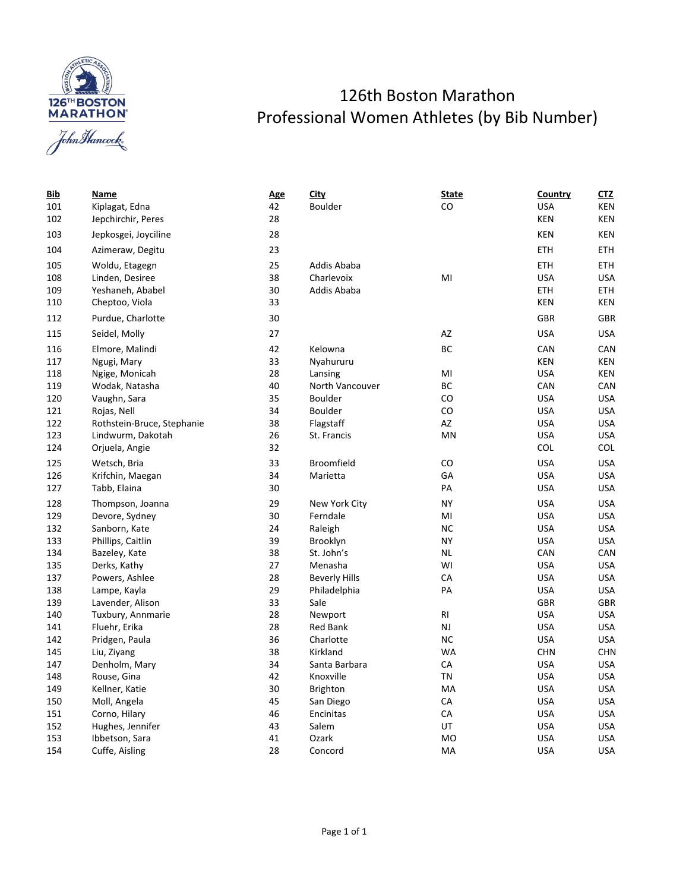# 126th Boston Marathon
## Professional Women Athletes (by Bib Number)

| Bib | Name | Age | City | State | Country | CTZ |
|---|---|---|---|---|---|---|
| 101 | Kiplagat, Edna | 42 | Boulder | CO | USA | KEN |
| 102 | Jepchirchir, Peres | 28 | | | KEN | KEN |
| 103 | Jepkosgei, Joyciline | 28 | | | KEN | KEN |
| 104 | Azimeraw, Degitu | 23 | | | ETH | ETH |
| 105 | Woldu, Etagegn | 25 | Addis Ababa | | ETH | ETH |
| 108 | Linden, Desiree | 38 | Charlevoix | MI | USA | USA |
| 109 | Yeshaneh, Ababel | 30 | Addis Ababa | | ETH | ETH |
| 110 | Cheptoo, Viola | 33 | | | KEN | KEN |
| 112 | Purdue, Charlotte | 30 | | | GBR | GBR |
| 115 | Seidel, Molly | 27 | | AZ | USA | USA |
| 116 | Elmore, Malindi | 42 | Kelowna | BC | CAN | CAN |
| 117 | Ngugi, Mary | 33 | Nyahururu | | KEN | KEN |
| 118 | Ngige, Monicah | 28 | Lansing | MI | USA | KEN |
| 119 | Wodak, Natasha | 40 | North Vancouver | BC | CAN | CAN |
| 120 | Vaughn, Sara | 35 | Boulder | CO | USA | USA |
| 121 | Rojas, Nell | 34 | Boulder | CO | USA | USA |
| 122 | Rothstein-Bruce, Stephanie | 38 | Flagstaff | AZ | USA | USA |
| 123 | Lindwurm, Dakotah | 26 | St. Francis | MN | USA | USA |
| 124 | Orjuela, Angie | 32 | | | COL | COL |
| 125 | Wetsch, Bria | 33 | Broomfield | CO | USA | USA |
| 126 | Krifchin, Maegan | 34 | Marietta | GA | USA | USA |
| 127 | Tabb, Elaina | 30 | | PA | USA | USA |
| 128 | Thompson, Joanna | 29 | New York City | NY | USA | USA |
| 129 | Devore, Sydney | 30 | Ferndale | MI | USA | USA |
| 132 | Sanborn, Kate | 24 | Raleigh | NC | USA | USA |
| 133 | Phillips, Caitlin | 39 | Brooklyn | NY | USA | USA |
| 134 | Bazeley, Kate | 38 | St. John’s | NL | CAN | CAN |
| 135 | Derks, Kathy | 27 | Menasha | WI | USA | USA |
| 137 | Powers, Ashlee | 28 | Beverly Hills | CA | USA | USA |
| 138 | Lampe, Kayla | 29 | Philadelphia | PA | USA | USA |
| 139 | Lavender, Alison | 33 | Sale | | GBR | GBR |
| 140 | Tuxbury, Annmarie | 28 | Newport | RI | USA | USA |
| 141 | Fluehr, Erika | 28 | Red Bank | NJ | USA | USA |
| 142 | Pridgen, Paula | 36 | Charlotte | NC | USA | USA |
| 145 | Liu, Ziyang | 38 | Kirkland | WA | CHN | CHN |
| 147 | Denholm, Mary | 34 | Santa Barbara | CA | USA | USA |
| 148 | Rouse, Gina | 42 | Knoxville | TN | USA | USA |
| 149 | Kellner, Katie | 30 | Brighton | MA | USA | USA |
| 150 | Moll, Angela | 45 | San Diego | CA | USA | USA |
| 151 | Corno, Hilary | 46 | Encinitas | CA | USA | USA |
| 152 | Hughes, Jennifer | 43 | Salem | UT | USA | USA |
| 153 | Ibbetson, Sara | 41 | Ozark | MO | USA | USA |
| 154 | Cuffe, Aisling | 28 | Concord | MA | USA | USA |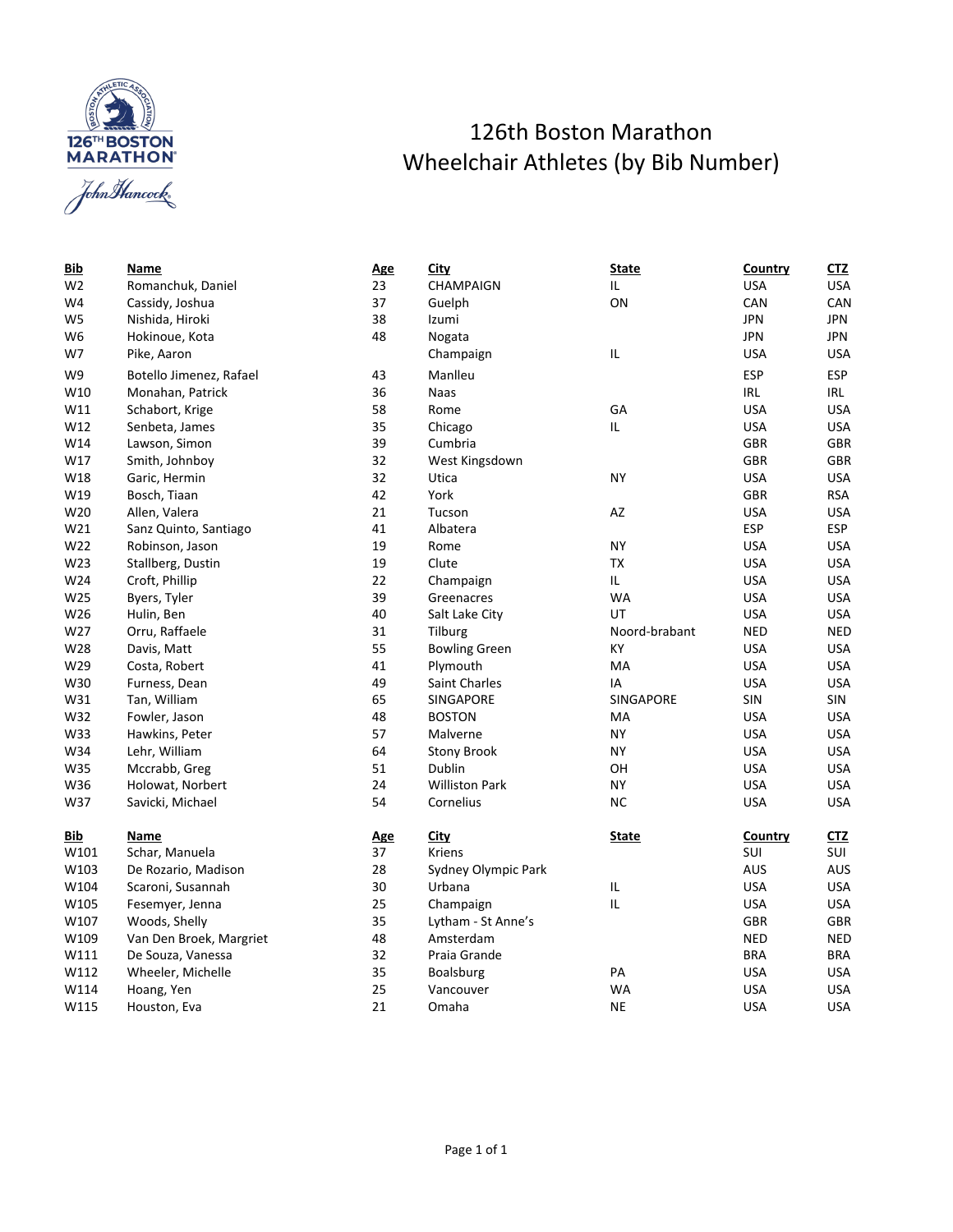# 126th Boston Marathon
## Wheelchair Athletes (by Bib Number)

| Bib | Name | Age | City | State | Country | CTZ |
|---|---|---|---|---|---|---|
| W2 | Romanchuk, Daniel | 23 | CHAMPAIGN | IL | USA | USA |
| W4 | Cassidy, Joshua | 37 | Guelph | ON | CAN | CAN |
| W5 | Nishida, Hiroki | 38 | Izumi | | JPN | JPN |
| W6 | Hokinoue, Kota | 48 | Nogata | | JPN | JPN |
| W7 | Pike, Aaron | | Champaign | IL | USA | USA |
| W9 | Botello Jimenez, Rafael | 43 | Manlleu | | ESP | ESP |
| W10 | Monahan, Patrick | 36 | Naas | | IRL | IRL |
| W11 | Schabort, Krige | 58 | Rome | GA | USA | USA |
| W12 | Senbeta, James | 35 | Chicago | IL | USA | USA |
| W14 | Lawson, Simon | 39 | Cumbria | | GBR | GBR |
| W17 | Smith, Johnboy | 32 | West Kingsdown | | GBR | GBR |
| W18 | Garic, Hermin | 32 | Utica | NY | USA | USA |
| W19 | Bosch, Tiaan | 42 | York | | GBR | RSA |
| W20 | Allen, Valera | 21 | Tucson | AZ | USA | USA |
| W21 | Sanz Quinto, Santiago | 41 | Albatera | | ESP | ESP |
| W22 | Robinson, Jason | 19 | Rome | NY | USA | USA |
| W23 | Stallberg, Dustin | 19 | Clute | TX | USA | USA |
| W24 | Croft, Phillip | 22 | Champaign | IL | USA | USA |
| W25 | Byers, Tyler | 39 | Greenacres | WA | USA | USA |
| W26 | Hulin, Ben | 40 | Salt Lake City | UT | USA | USA |
| W27 | Orru, Raffaele | 31 | Tilburg | Noord-brabant | NED | NED |
| W28 | Davis, Matt | 55 | Bowling Green | KY | USA | USA |
| W29 | Costa, Robert | 41 | Plymouth | MA | USA | USA |
| W30 | Furness, Dean | 49 | Saint Charles | IA | USA | USA |
| W31 | Tan, William | 65 | SINGAPORE | SINGAPORE | SIN | SIN |
| W32 | Fowler, Jason | 48 | BOSTON | MA | USA | USA |
| W33 | Hawkins, Peter | 57 | Malverne | NY | USA | USA |
| W34 | Lehr, William | 64 | Stony Brook | NY | USA | USA |
| W35 | Mccrabb, Greg | 51 | Dublin | OH | USA | USA |
| W36 | Holowat, Norbert | 24 | Williston Park | NY | USA | USA |
| W37 | Savicki, Michael | 54 | Cornelius | NC | USA | USA |

| Bib | Name | Age | City | State | Country | CTZ |
|---|---|---|---|---|---|---|
| W101 | Schar, Manuela | 37 | Kriens | | SUI | SUI |
| W103 | De Rozario, Madison | 28 | Sydney Olympic Park | | AUS | AUS |
| W104 | Scaroni, Susannah | 30 | Urbana | IL | USA | USA |
| W105 | Fesemyer, Jenna | 25 | Champaign | IL | USA | USA |
| W107 | Woods, Shelly | 35 | Lytham - St Anne's | | GBR | GBR |
| W109 | Van Den Broek, Margriet | 48 | Amsterdam | | NED | NED |
| W111 | De Souza, Vanessa | 32 | Praia Grande | | BRA | BRA |
| W112 | Wheeler, Michelle | 35 | Boalsburg | PA | USA | USA |
| W114 | Hoang, Yen | 25 | Vancouver | WA | USA | USA |
| W115 | Houston, Eva | 21 | Omaha | NE | USA | USA |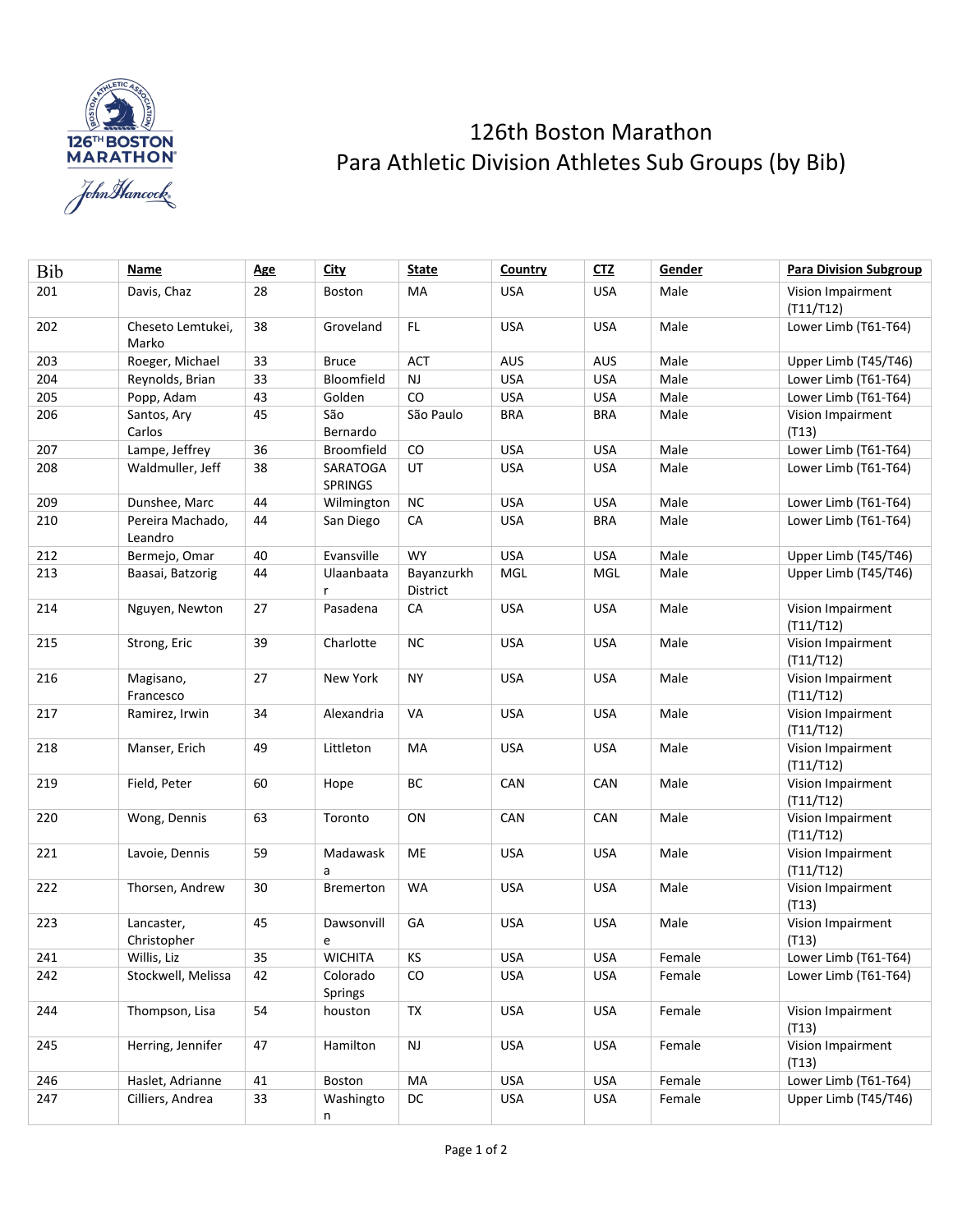# 126th Boston Marathon
## Para Athletic Division Athletes Sub Groups (by Bib)

| Bib | Name | Age | City | State | Country | CTZ | Gender | Para Division Subgroup |
|---|---|---|---|---|---|---|---|---|
| 201 | Davis, Chaz | 28 | Boston | MA | USA | USA | Male | Vision Impairment (T11/T12) |
| 202 | Cheseto Lemtukei, Marko | 38 | Groveland | FL | USA | USA | Male | Lower Limb (T61-T64) |
| 203 | Roeger, Michael | 33 | Bruce | ACT | AUS | AUS | Male | Upper Limb (T45/T46) |
| 204 | Reynolds, Brian | 33 | Bloomfield | NJ | USA | USA | Male | Lower Limb (T61-T64) |
| 205 | Popp, Adam | 43 | Golden | CO | USA | USA | Male | Lower Limb (T61-T64) |
| 206 | Santos, Ary Carlos | 45 | São Bernardo | São Paulo | BRA | BRA | Male | Vision Impairment (T13) |
| 207 | Lampe, Jeffrey | 36 | Broomfield | CO | USA | USA | Male | Lower Limb (T61-T64) |
| 208 | Waldmuller, Jeff | 38 | SARATOGA SPRINGS | UT | USA | USA | Male | Lower Limb (T61-T64) |
| 209 | Dunshee, Marc | 44 | Wilmington | NC | USA | USA | Male | Lower Limb (T61-T64) |
| 210 | Pereira Machado, Leandro | 44 | San Diego | CA | USA | BRA | Male | Lower Limb (T61-T64) |
| 212 | Bermejo, Omar | 40 | Evansville | WY | USA | USA | Male | Upper Limb (T45/T46) |
| 213 | Baasai, Batzorig | 44 | Ulaanbaatar | Bayanzurkh District | MGL | MGL | Male | Upper Limb (T45/T46) |
| 214 | Nguyen, Newton | 27 | Pasadena | CA | USA | USA | Male | Vision Impairment (T11/T12) |
| 215 | Strong, Eric | 39 | Charlotte | NC | USA | USA | Male | Vision Impairment (T11/T12) |
| 216 | Magisano, Francesco | 27 | New York | NY | USA | USA | Male | Vision Impairment (T11/T12) |
| 217 | Ramirez, Irwin | 34 | Alexandria | VA | USA | USA | Male | Vision Impairment (T11/T12) |
| 218 | Manser, Erich | 49 | Littleton | MA | USA | USA | Male | Vision Impairment (T11/T12) |
| 219 | Field, Peter | 60 | Hope | BC | CAN | CAN | Male | Vision Impairment (T11/T12) |
| 220 | Wong, Dennis | 63 | Toronto | ON | CAN | CAN | Male | Vision Impairment (T11/T12) |
| 221 | Lavoie, Dennis | 59 | Madawaska | ME | USA | USA | Male | Vision Impairment (T11/T12) |
| 222 | Thorsen, Andrew | 30 | Bremerton | WA | USA | USA | Male | Vision Impairment (T13) |
| 223 | Lancaster, Christopher | 45 | Dawsonville | GA | USA | USA | Male | Vision Impairment (T13) |
| 241 | Willis, Liz | 35 | WICHITA | KS | USA | USA | Female | Lower Limb (T61-T64) |
| 242 | Stockwell, Melissa | 42 | Colorado Springs | CO | USA | USA | Female | Lower Limb (T61-T64) |
| 244 | Thompson, Lisa | 54 | houston | TX | USA | USA | Female | Vision Impairment (T13) |
| 245 | Herring, Jennifer | 47 | Hamilton | NJ | USA | USA | Female | Vision Impairment (T13) |
| 246 | Haslet, Adrianne | 41 | Boston | MA | USA | USA | Female | Lower Limb (T61-T64) |
| 247 | Cilliers, Andrea | 33 | Washington | DC | USA | USA | Female | Upper Limb (T45/T46) |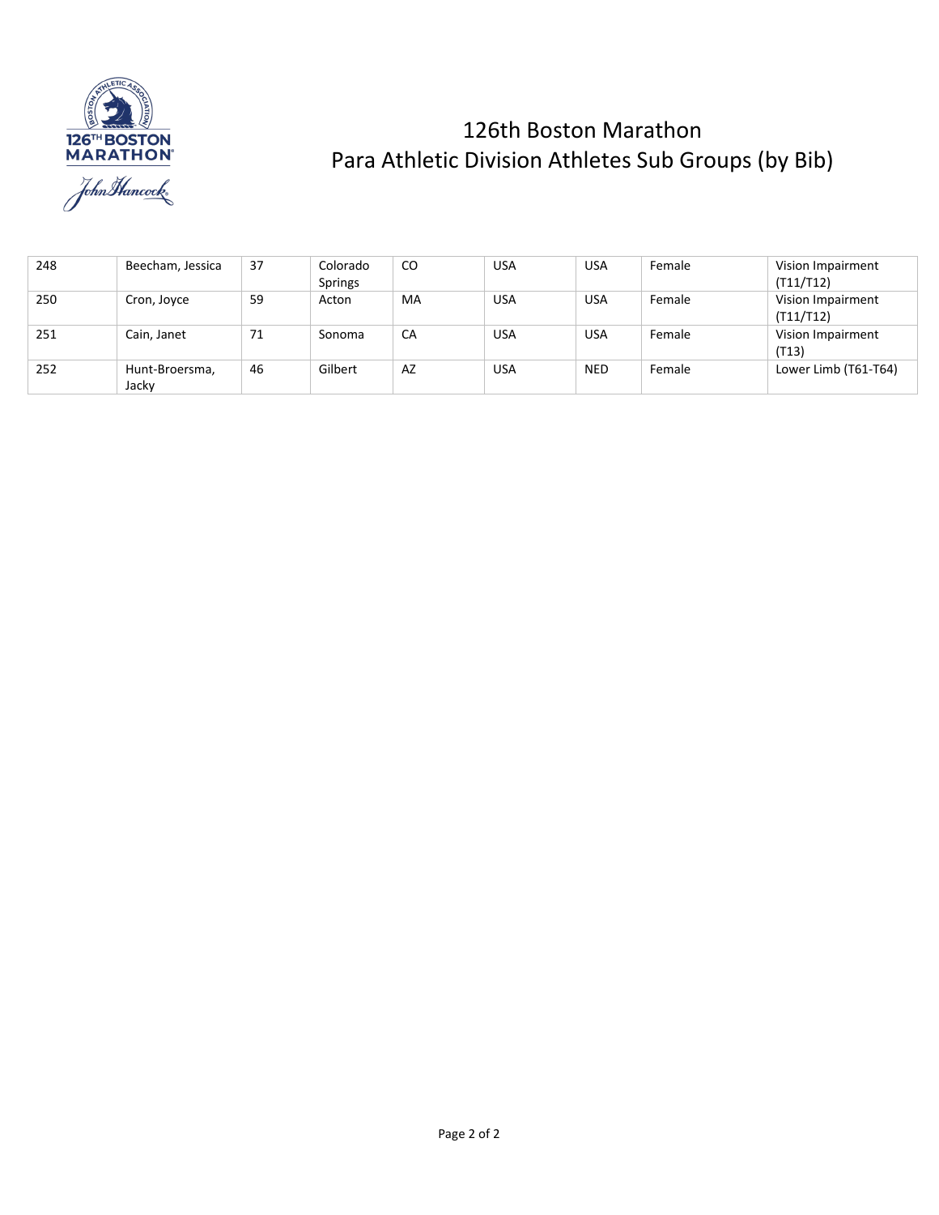# 126th Boston Marathon
## Para Athletic Division Athletes Sub Groups (by Bib)

| | | | | | | | | |
|---|---|---|---|---|---|---|---|---|
| 248 | Beecham, Jessica | 37 | Colorado Springs | CO | USA | USA | Female | Vision Impairment (T11/T12) |
| 250 | Cron, Joyce | 59 | Acton | MA | USA | USA | Female | Vision Impairment (T11/T12) |
| 251 | Cain, Janet | 71 | Sonoma | CA | USA | USA | Female | Vision Impairment (T13) |
| 252 | Hunt-Broersma, Jacky | 46 | Gilbert | AZ | USA | NED | Female | Lower Limb (T61-T64) |